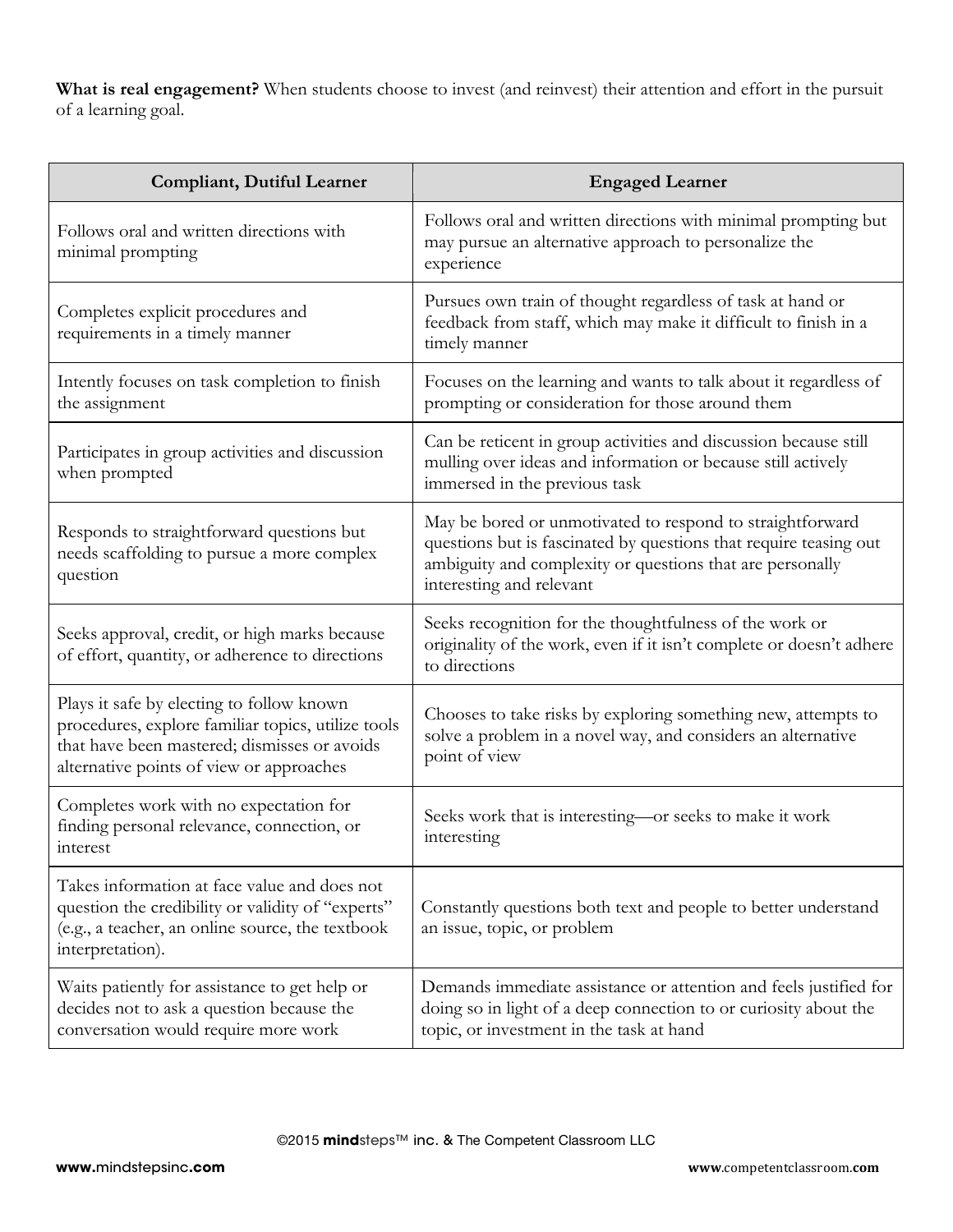**What is real engagement?** When students choose to invest (and reinvest) their attention and effort in the pursuit of a learning goal.

| Compliant, Dutiful Learner | Engaged Learner |
|---|---|
| Follows oral and written directions with minimal prompting | Follows oral and written directions with minimal prompting but may pursue an alternative approach to personalize the experience |
| Completes explicit procedures and requirements in a timely manner | Pursues own train of thought regardless of task at hand or feedback from staff, which may make it difficult to finish in a timely manner |
| Intently focuses on task completion to finish the assignment | Focuses on the learning and wants to talk about it regardless of prompting or consideration for those around them |
| Participates in group activities and discussion when prompted | Can be reticent in group activities and discussion because still mulling over ideas and information or because still actively immersed in the previous task |
| Responds to straightforward questions but needs scaffolding to pursue a more complex question | May be bored or unmotivated to respond to straightforward questions but is fascinated by questions that require teasing out ambiguity and complexity or questions that are personally interesting and relevant |
| Seeks approval, credit, or high marks because of effort, quantity, or adherence to directions | Seeks recognition for the thoughtfulness of the work or originality of the work, even if it isn't complete or doesn't adhere to directions |
| Plays it safe by electing to follow known procedures, explore familiar topics, utilize tools that have been mastered; dismisses or avoids alternative points of view or approaches | Chooses to take risks by exploring something new, attempts to solve a problem in a novel way, and considers an alternative point of view |
| Completes work with no expectation for finding personal relevance, connection, or interest | Seeks work that is interesting—or seeks to make it work interesting |
| Takes information at face value and does not question the credibility or validity of "experts" (e.g., a teacher, an online source, the textbook interpretation). | Constantly questions both text and people to better understand an issue, topic, or problem |
| Waits patiently for assistance to get help or decides not to ask a question because the conversation would require more work | Demands immediate assistance or attention and feels justified for doing so in light of a deep connection to or curiosity about the topic, or investment in the task at hand |

©2015 **mind**steps™ inc. & The Competent Classroom LLC

**www.**mindstepsinc**.com** **www.**competentclassroom**.com**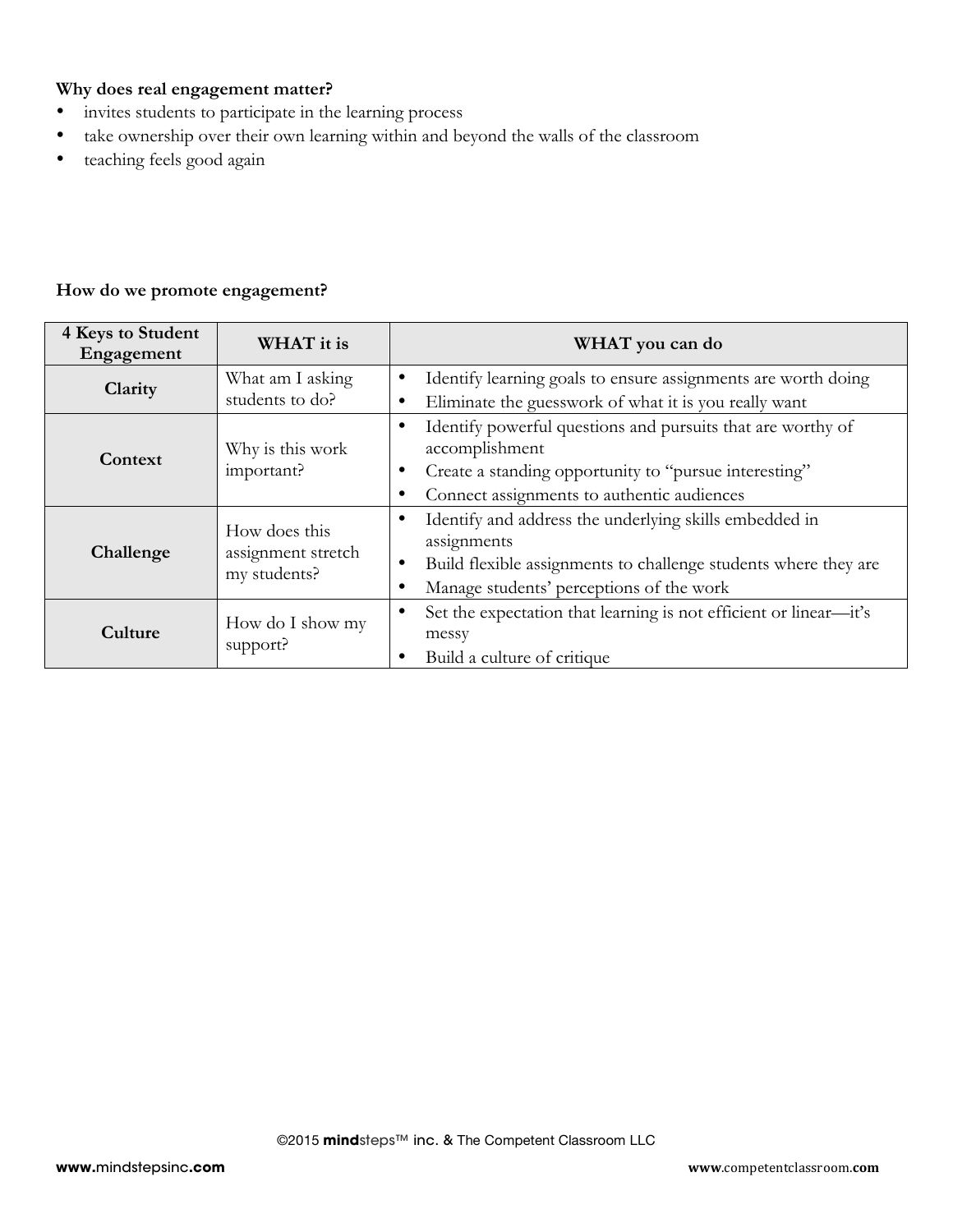**Why does real engagement matter?**

- invites students to participate in the learning process
- take ownership over their own learning within and beyond the walls of the classroom
- teaching feels good again

**How do we promote engagement?**

| 4 Keys to Student Engagement | WHAT it is | WHAT you can do |
|---|---|---|
| **Clarity** | What am I asking students to do? | • Identify learning goals to ensure assignments are worth doing<br>• Eliminate the guesswork of what it is you really want |
| **Context** | Why is this work important? | • Identify powerful questions and pursuits that are worthy of accomplishment<br>• Create a standing opportunity to "pursue interesting"<br>• Connect assignments to authentic audiences |
| **Challenge** | How does this assignment stretch my students? | • Identify and address the underlying skills embedded in assignments<br>• Build flexible assignments to challenge students where they are<br>• Manage students' perceptions of the work |
| **Culture** | How do I show my support? | • Set the expectation that learning is not efficient or linear—it's messy<br>• Build a culture of critique |

©2015 **mind**steps™ inc. & The Competent Classroom LLC

**www.**mindstepsinc**.com** www.competentclassroom.com